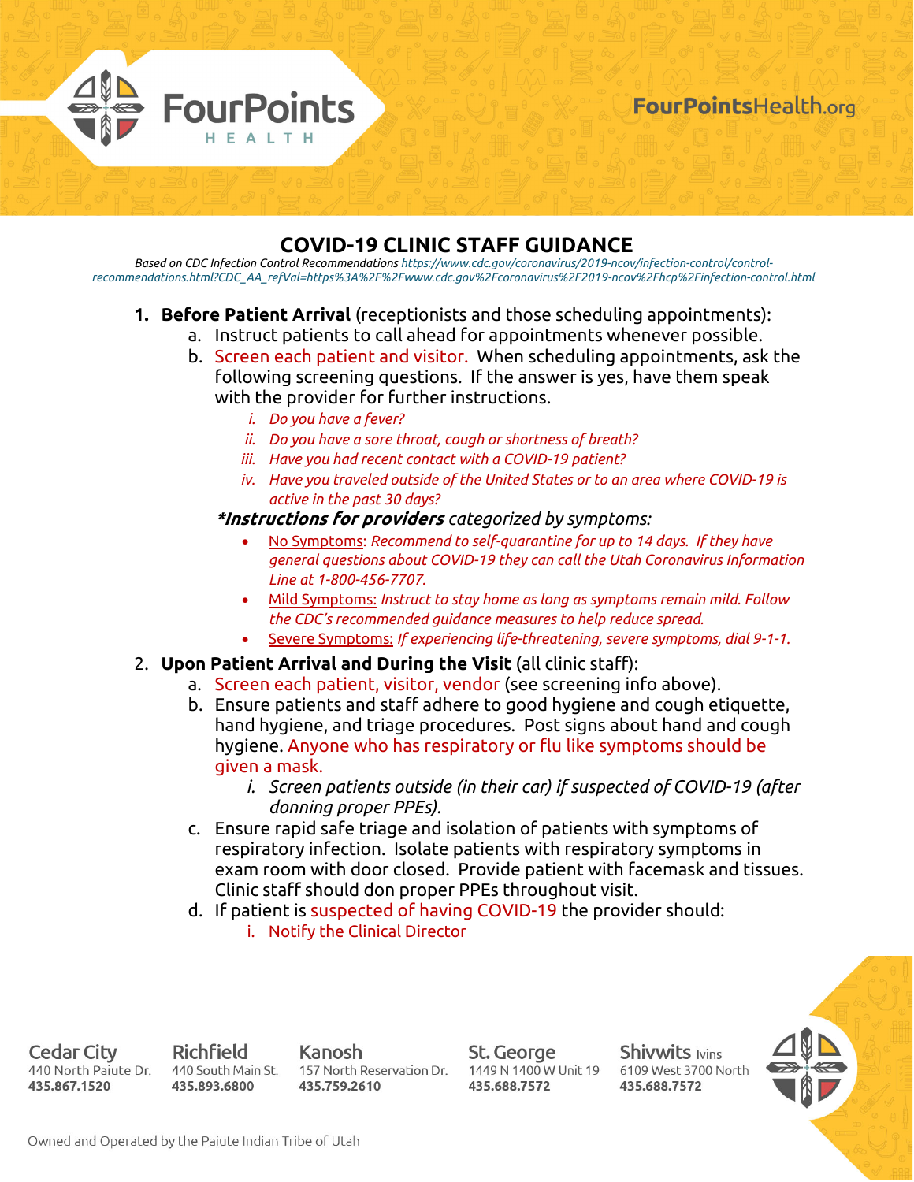FourPoints HEALTH

FourPointsHealth.org

# COVID-19 CLINIC STAFF GUIDANCE

*Based on CDC Infection Control Recommendations https://www.cdc.gov/coronavirus/2019-ncov/infection-control/control-recommendations.html?CDC_AA_refVal=https%3A%2F%2Fwww.cdc.gov%2Fcoronavirus%2F2019-ncov%2Fhcp%2Finfection-control.html*

1. **Before Patient Arrival** (receptionists and those scheduling appointments):
   a. Instruct patients to call ahead for appointments whenever possible.
   b. Screen each patient and visitor. When scheduling appointments, ask the following screening questions. If the answer is yes, have them speak with the provider for further instructions.
      i. *Do you have a fever?*
      ii. *Do you have a sore throat, cough or shortness of breath?*
      iii. *Have you had recent contact with a COVID-19 patient?*
      iv. *Have you traveled outside of the United States or to an area where COVID-19 is active in the past 30 days?*

   ***Instructions for providers** categorized by symptoms:*
   - No Symptoms: *Recommend to self-quarantine for up to 14 days. If they have general questions about COVID-19 they can call the Utah Coronavirus Information Line at 1-800-456-7707.*
   - Mild Symptoms: *Instruct to stay home as long as symptoms remain mild. Follow the CDC's recommended guidance measures to help reduce spread.*
   - Severe Symptoms: *If experiencing life-threatening, severe symptoms, dial 9-1-1.*

2. **Upon Patient Arrival and During the Visit** (all clinic staff):
   a. Screen each patient, visitor, vendor (see screening info above).
   b. Ensure patients and staff adhere to good hygiene and cough etiquette, hand hygiene, and triage procedures. Post signs about hand and cough hygiene. Anyone who has respiratory or flu like symptoms should be given a mask.
      i. *Screen patients outside (in their car) if suspected of COVID-19 (after donning proper PPEs).*
   c. Ensure rapid safe triage and isolation of patients with symptoms of respiratory infection. Isolate patients with respiratory symptoms in exam room with door closed. Provide patient with facemask and tissues. Clinic staff should don proper PPEs throughout visit.
   d. If patient is suspected of having COVID-19 the provider should:
      i. Notify the Clinical Director

**Cedar City**
440 North Paiute Dr.
**435.867.1520**

**Richfield**
440 South Main St.
**435.893.6800**

**Kanosh**
157 North Reservation Dr.
**435.759.2610**

**St. George**
1449 N 1400 W Unit 19
**435.688.7572**

**Shivwits** Ivins
6109 West 3700 North
**435.688.7572**

Owned and Operated by the Paiute Indian Tribe of Utah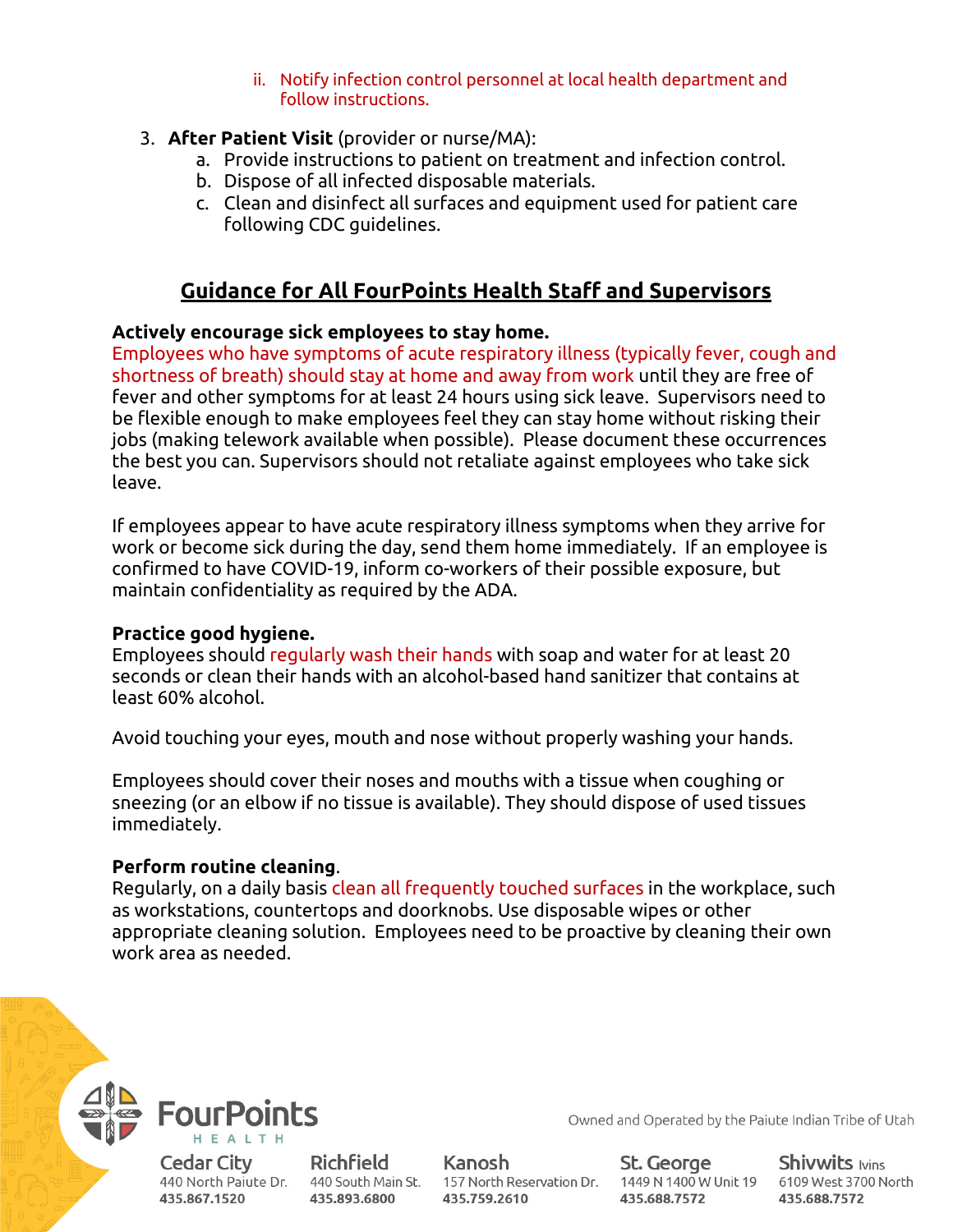ii. Notify infection control personnel at local health department and follow instructions.

3. **After Patient Visit** (provider or nurse/MA):
   a. Provide instructions to patient on treatment and infection control.
   b. Dispose of all infected disposable materials.
   c. Clean and disinfect all surfaces and equipment used for patient care following CDC guidelines.

## Guidance for All FourPoints Health Staff and Supervisors

**Actively encourage sick employees to stay home.**
Employees who have symptoms of acute respiratory illness (typically fever, cough and shortness of breath) should stay at home and away from work until they are free of fever and other symptoms for at least 24 hours using sick leave. Supervisors need to be flexible enough to make employees feel they can stay home without risking their jobs (making telework available when possible). Please document these occurrences the best you can. Supervisors should not retaliate against employees who take sick leave.

If employees appear to have acute respiratory illness symptoms when they arrive for work or become sick during the day, send them home immediately. If an employee is confirmed to have COVID-19, inform co-workers of their possible exposure, but maintain confidentiality as required by the ADA.

**Practice good hygiene.**
Employees should regularly wash their hands with soap and water for at least 20 seconds or clean their hands with an alcohol-based hand sanitizer that contains at least 60% alcohol.

Avoid touching your eyes, mouth and nose without properly washing your hands.

Employees should cover their noses and mouths with a tissue when coughing or sneezing (or an elbow if no tissue is available). They should dispose of used tissues immediately.

**Perform routine cleaning**.
Regularly, on a daily basis clean all frequently touched surfaces in the workplace, such as workstations, countertops and doorknobs. Use disposable wipes or other appropriate cleaning solution. Employees need to be proactive by cleaning their own work area as needed.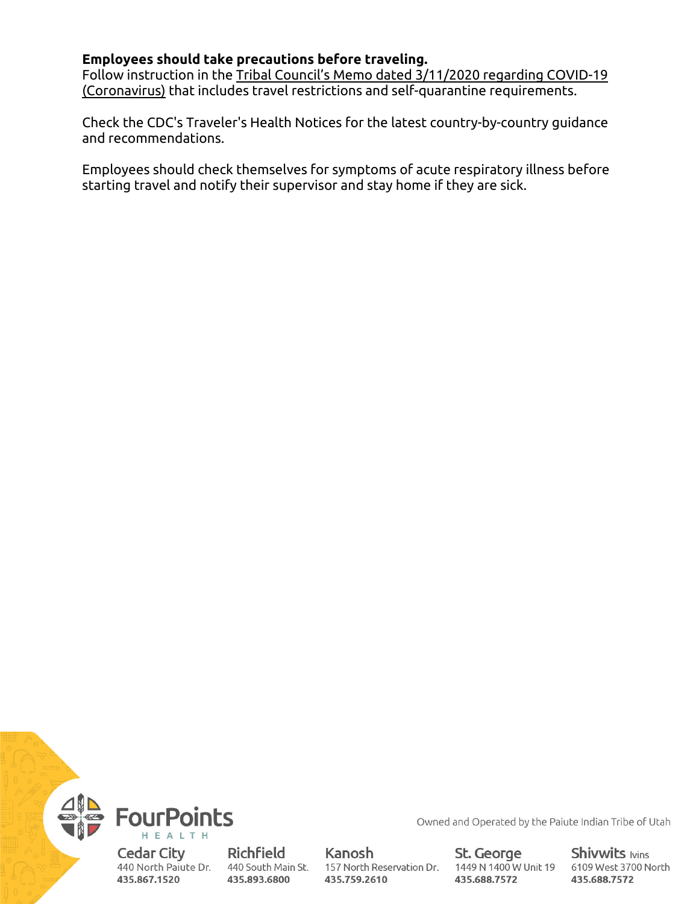**Employees should take precautions before traveling.**
Follow instruction in the Tribal Council's Memo dated 3/11/2020 regarding COVID-19 (Coronavirus) that includes travel restrictions and self-quarantine requirements.

Check the CDC's Traveler's Health Notices for the latest country-by-country guidance and recommendations.

Employees should check themselves for symptoms of acute respiratory illness before starting travel and notify their supervisor and stay home if they are sick.